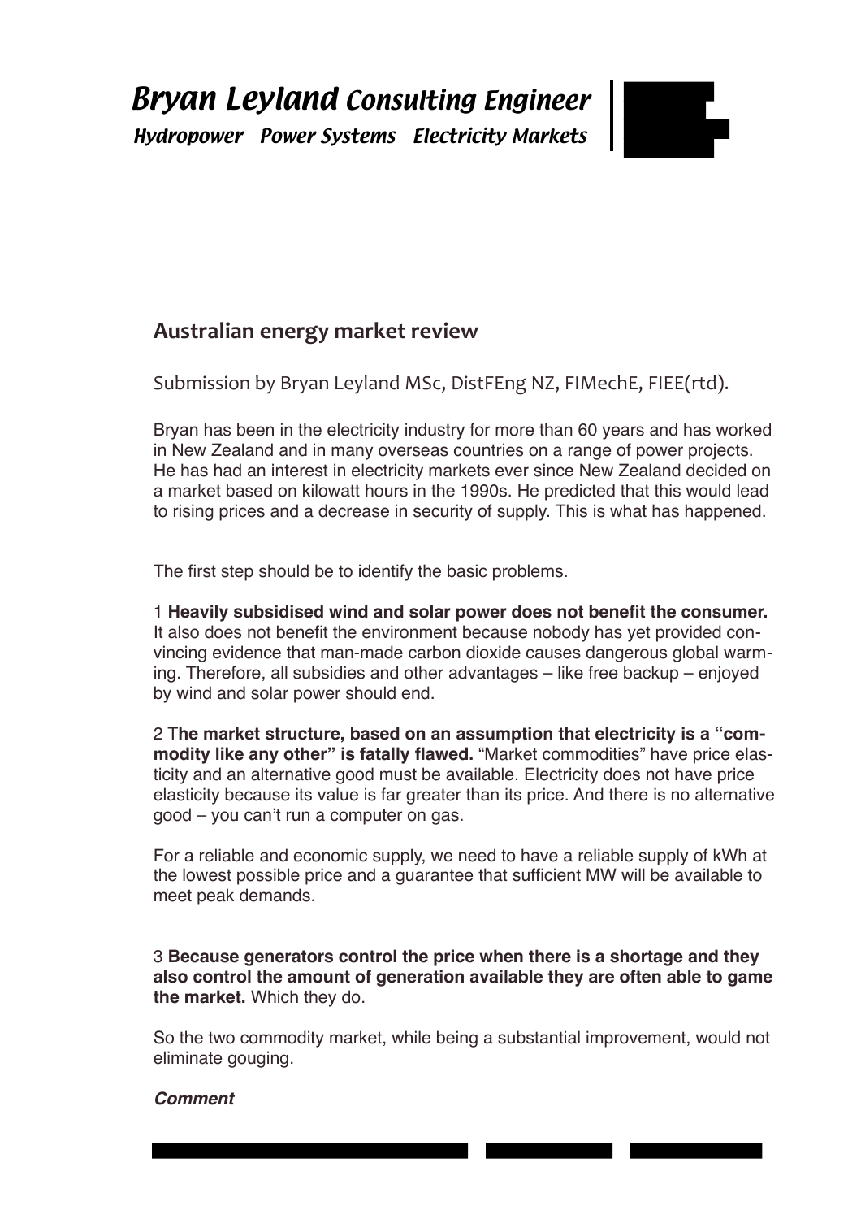# Bryan Leyland Consulting Engineer

*Hydropower Power Systems Electricity Markets*

## Australian energy market review

Submission by Bryan Leyland MSc, DistFEng NZ, FIMechE, FIEE(rtd).

Bryan has been in the electricity industry for more than 60 years and has worked in New Zealand and in many overseas countries on a range of power projects. He has had an interest in electricity markets ever since New Zealand decided on a market based on kilowatt hours in the 1990s. He predicted that this would lead to rising prices and a decrease in security of supply. This is what has happened.

The first step should be to identify the basic problems.

1 **Heavily subsidised wind and solar power does not benefit the consumer.** It also does not benefit the environment because nobody has yet provided convincing evidence that man-made carbon dioxide causes dangerous global warming. Therefore, all subsidies and other advantages – like free backup – enjoyed by wind and solar power should end.

2 T**he market structure, based on an assumption that electricity is a "commodity like any other" is fatally flawed.** "Market commodities" have price elasticity and an alternative good must be available. Electricity does not have price elasticity because its value is far greater than its price. And there is no alternative good – you can't run a computer on gas.

For a reliable and economic supply, we need to have a reliable supply of kWh at the lowest possible price and a guarantee that sufficient MW will be available to meet peak demands.

3 **Because generators control the price when there is a shortage and they also control the amount of generation available they are often able to game the market.** Which they do.

So the two commodity market, while being a substantial improvement, would not eliminate gouging.

***Comment***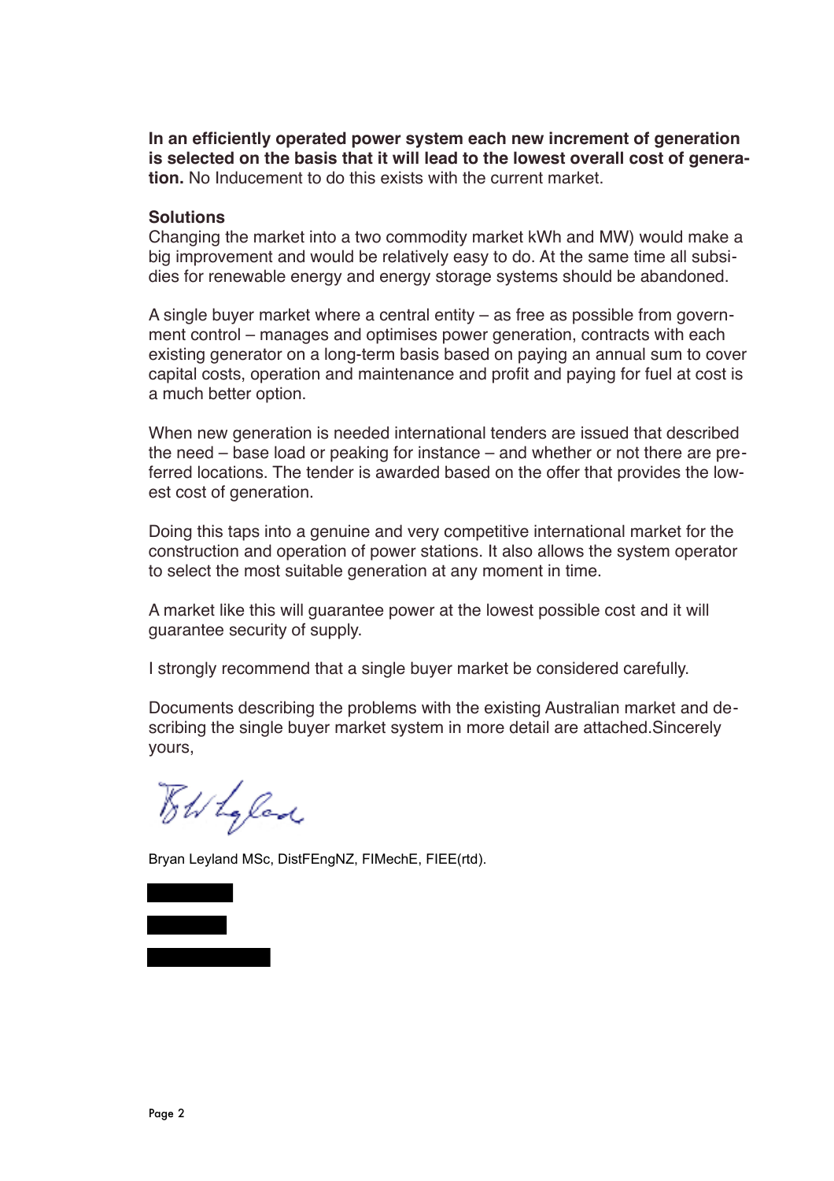**In an efficiently operated power system each new increment of generation is selected on the basis that it will lead to the lowest overall cost of generation.** No Inducement to do this exists with the current market.

**Solutions**

Changing the market into a two commodity market kWh and MW) would make a big improvement and would be relatively easy to do. At the same time all subsidies for renewable energy and energy storage systems should be abandoned.

A single buyer market where a central entity – as free as possible from government control – manages and optimises power generation, contracts with each existing generator on a long-term basis based on paying an annual sum to cover capital costs, operation and maintenance and profit and paying for fuel at cost is a much better option.

When new generation is needed international tenders are issued that described the need – base load or peaking for instance – and whether or not there are preferred locations. The tender is awarded based on the offer that provides the lowest cost of generation.

Doing this taps into a genuine and very competitive international market for the construction and operation of power stations. It also allows the system operator to select the most suitable generation at any moment in time.

A market like this will guarantee power at the lowest possible cost and it will guarantee security of supply.

I strongly recommend that a single buyer market be considered carefully.

Documents describing the problems with the existing Australian market and describing the single buyer market system in more detail are attached.Sincerely yours,

Bryan Leyland MSc, DistFEngNZ, FIMechE, FIEE(rtd).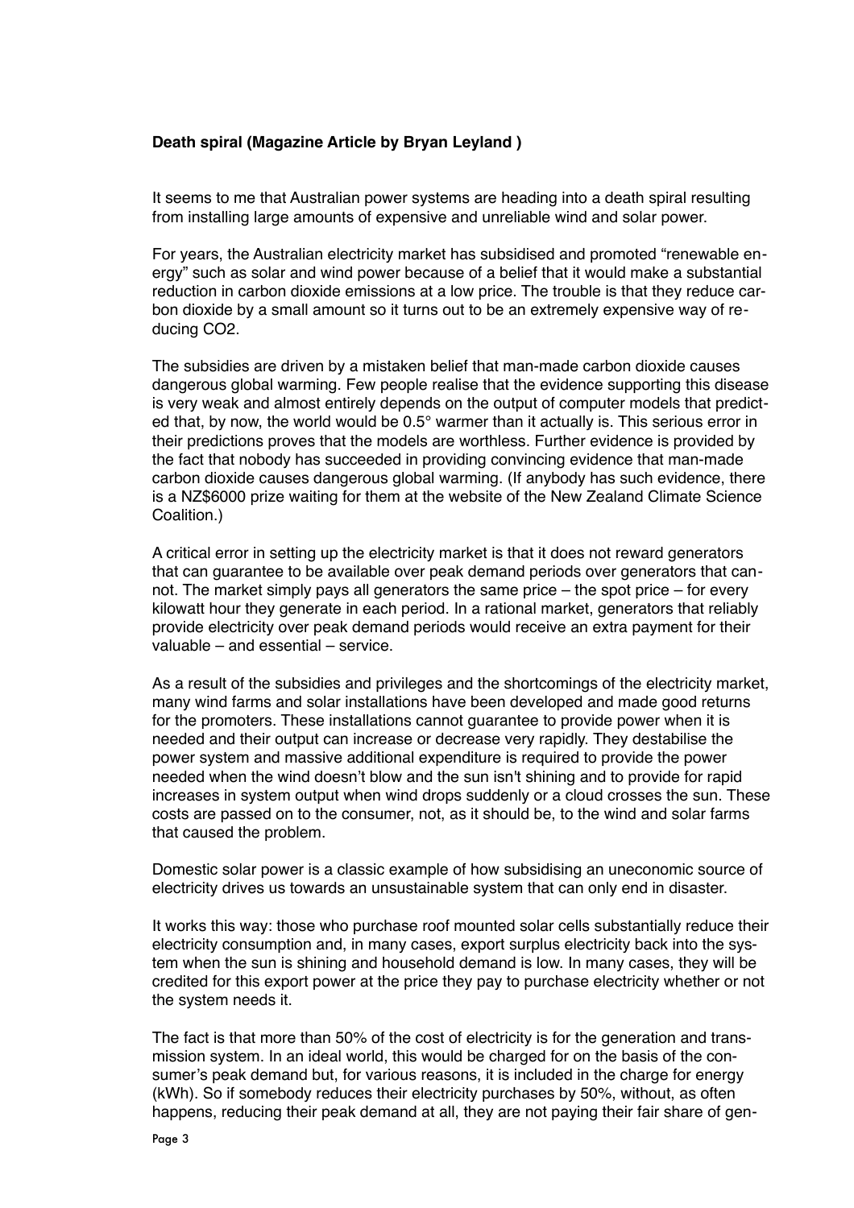**Death spiral (Magazine Article by Bryan Leyland )**

It seems to me that Australian power systems are heading into a death spiral resulting from installing large amounts of expensive and unreliable wind and solar power.

For years, the Australian electricity market has subsidised and promoted "renewable energy" such as solar and wind power because of a belief that it would make a substantial reduction in carbon dioxide emissions at a low price. The trouble is that they reduce carbon dioxide by a small amount so it turns out to be an extremely expensive way of reducing CO2.

The subsidies are driven by a mistaken belief that man-made carbon dioxide causes dangerous global warming. Few people realise that the evidence supporting this disease is very weak and almost entirely depends on the output of computer models that predicted that, by now, the world would be 0.5° warmer than it actually is. This serious error in their predictions proves that the models are worthless. Further evidence is provided by the fact that nobody has succeeded in providing convincing evidence that man-made carbon dioxide causes dangerous global warming. (If anybody has such evidence, there is a NZ$6000 prize waiting for them at the website of the New Zealand Climate Science Coalition.)

A critical error in setting up the electricity market is that it does not reward generators that can guarantee to be available over peak demand periods over generators that cannot. The market simply pays all generators the same price – the spot price – for every kilowatt hour they generate in each period. In a rational market, generators that reliably provide electricity over peak demand periods would receive an extra payment for their valuable – and essential – service.

As a result of the subsidies and privileges and the shortcomings of the electricity market, many wind farms and solar installations have been developed and made good returns for the promoters. These installations cannot guarantee to provide power when it is needed and their output can increase or decrease very rapidly. They destabilise the power system and massive additional expenditure is required to provide the power needed when the wind doesn't blow and the sun isn't shining and to provide for rapid increases in system output when wind drops suddenly or a cloud crosses the sun. These costs are passed on to the consumer, not, as it should be, to the wind and solar farms that caused the problem.

Domestic solar power is a classic example of how subsidising an uneconomic source of electricity drives us towards an unsustainable system that can only end in disaster.

It works this way: those who purchase roof mounted solar cells substantially reduce their electricity consumption and, in many cases, export surplus electricity back into the system when the sun is shining and household demand is low. In many cases, they will be credited for this export power at the price they pay to purchase electricity whether or not the system needs it.

The fact is that more than 50% of the cost of electricity is for the generation and transmission system. In an ideal world, this would be charged for on the basis of the consumer's peak demand but, for various reasons, it is included in the charge for energy (kWh). So if somebody reduces their electricity purchases by 50%, without, as often happens, reducing their peak demand at all, they are not paying their fair share of gen-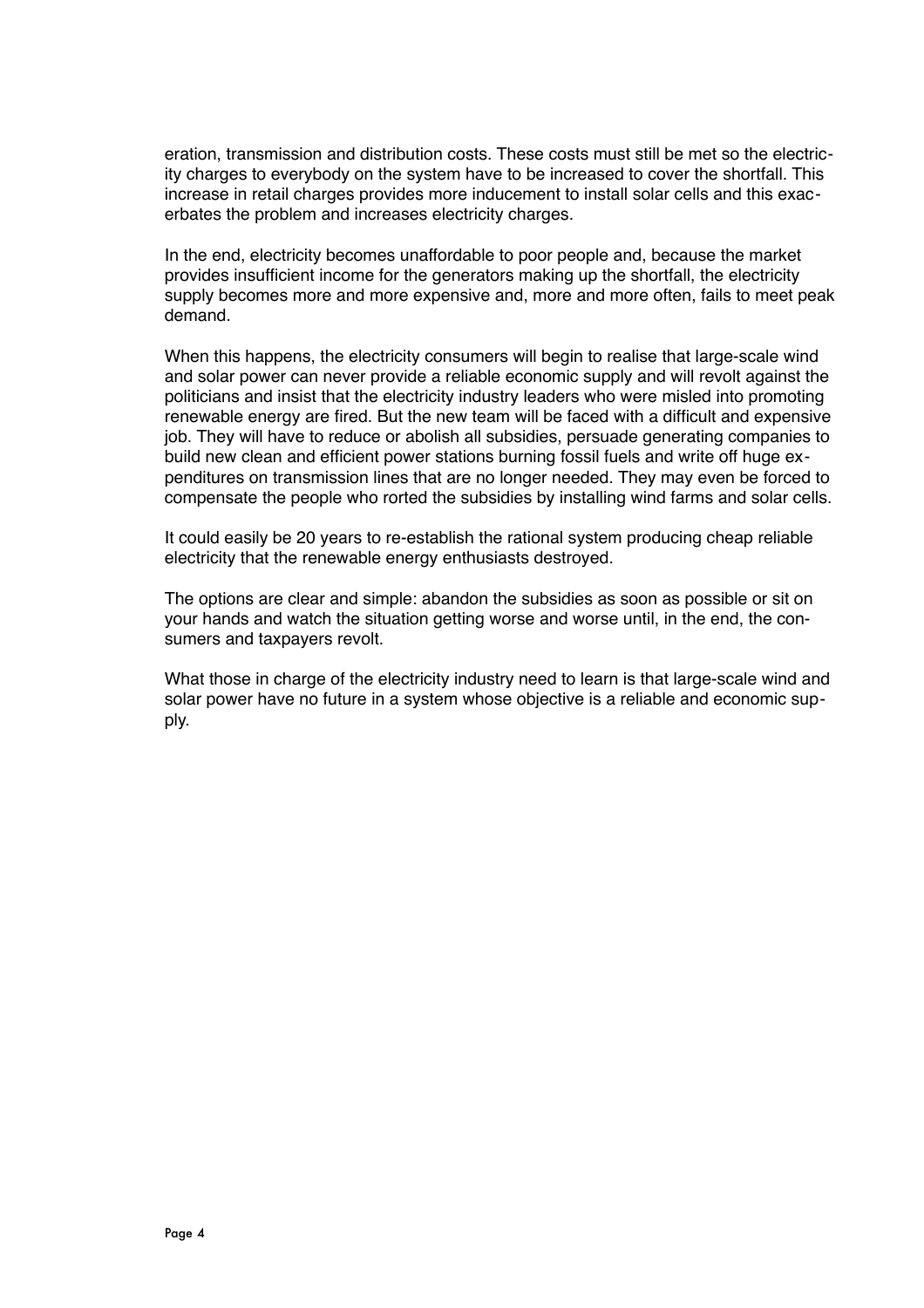eration, transmission and distribution costs. These costs must still be met so the electricity charges to everybody on the system have to be increased to cover the shortfall. This increase in retail charges provides more inducement to install solar cells and this exacerbates the problem and increases electricity charges.

In the end, electricity becomes unaffordable to poor people and, because the market provides insufficient income for the generators making up the shortfall, the electricity supply becomes more and more expensive and, more and more often, fails to meet peak demand.

When this happens, the electricity consumers will begin to realise that large-scale wind and solar power can never provide a reliable economic supply and will revolt against the politicians and insist that the electricity industry leaders who were misled into promoting renewable energy are fired. But the new team will be faced with a difficult and expensive job. They will have to reduce or abolish all subsidies, persuade generating companies to build new clean and efficient power stations burning fossil fuels and write off huge expenditures on transmission lines that are no longer needed. They may even be forced to compensate the people who rorted the subsidies by installing wind farms and solar cells.

It could easily be 20 years to re-establish the rational system producing cheap reliable electricity that the renewable energy enthusiasts destroyed.

The options are clear and simple: abandon the subsidies as soon as possible or sit on your hands and watch the situation getting worse and worse until, in the end, the consumers and taxpayers revolt.

What those in charge of the electricity industry need to learn is that large-scale wind and solar power have no future in a system whose objective is a reliable and economic supply.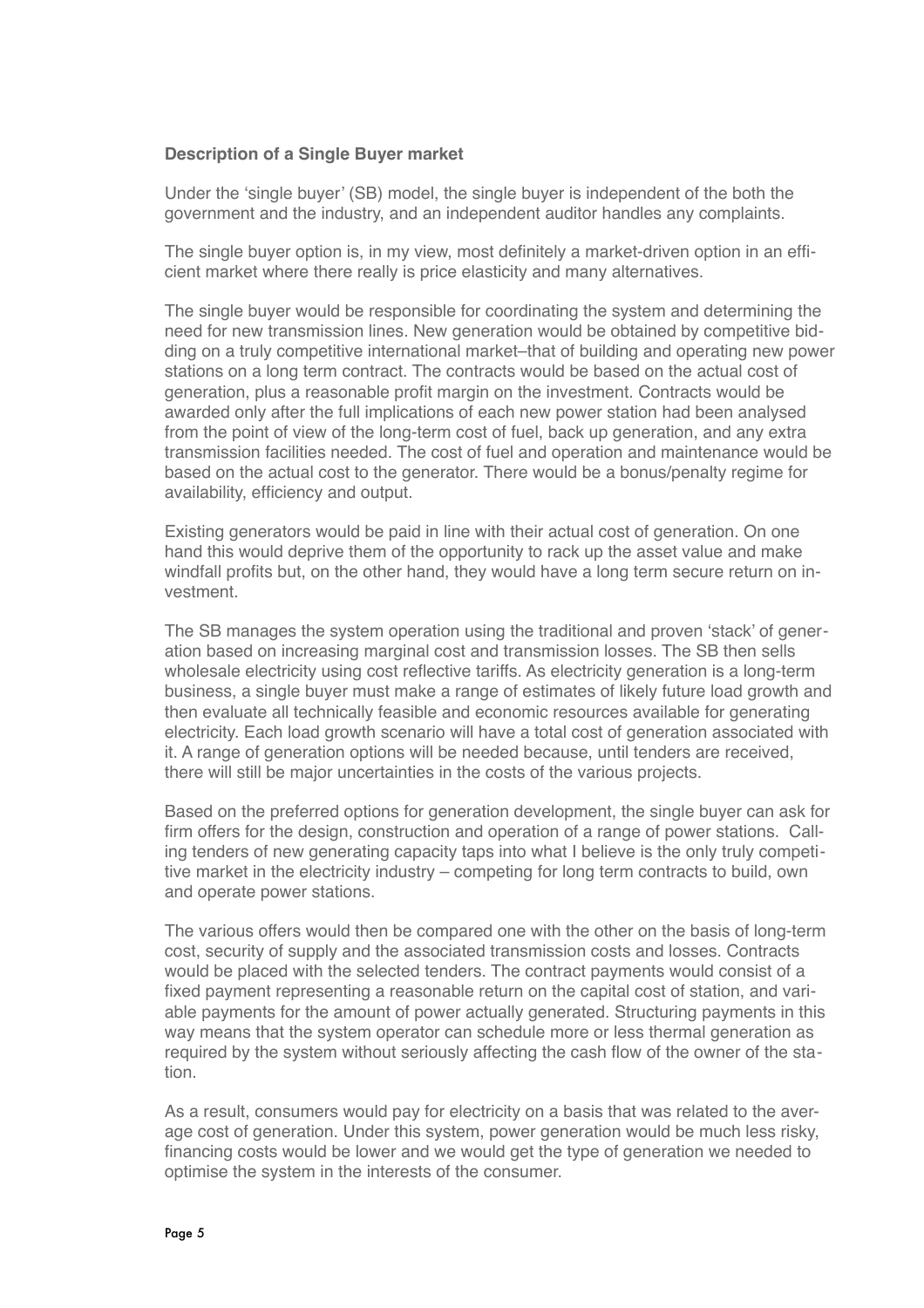**Description of a Single Buyer market**

Under the 'single buyer' (SB) model, the single buyer is independent of the both the government and the industry, and an independent auditor handles any complaints.

The single buyer option is, in my view, most definitely a market-driven option in an efficient market where there really is price elasticity and many alternatives.

The single buyer would be responsible for coordinating the system and determining the need for new transmission lines. New generation would be obtained by competitive bidding on a truly competitive international market–that of building and operating new power stations on a long term contract. The contracts would be based on the actual cost of generation, plus a reasonable profit margin on the investment. Contracts would be awarded only after the full implications of each new power station had been analysed from the point of view of the long-term cost of fuel, back up generation, and any extra transmission facilities needed. The cost of fuel and operation and maintenance would be based on the actual cost to the generator. There would be a bonus/penalty regime for availability, efficiency and output.

Existing generators would be paid in line with their actual cost of generation. On one hand this would deprive them of the opportunity to rack up the asset value and make windfall profits but, on the other hand, they would have a long term secure return on investment.

The SB manages the system operation using the traditional and proven 'stack' of generation based on increasing marginal cost and transmission losses. The SB then sells wholesale electricity using cost reflective tariffs. As electricity generation is a long-term business, a single buyer must make a range of estimates of likely future load growth and then evaluate all technically feasible and economic resources available for generating electricity. Each load growth scenario will have a total cost of generation associated with it. A range of generation options will be needed because, until tenders are received, there will still be major uncertainties in the costs of the various projects.

Based on the preferred options for generation development, the single buyer can ask for firm offers for the design, construction and operation of a range of power stations. Calling tenders of new generating capacity taps into what I believe is the only truly competitive market in the electricity industry – competing for long term contracts to build, own and operate power stations.

The various offers would then be compared one with the other on the basis of long-term cost, security of supply and the associated transmission costs and losses. Contracts would be placed with the selected tenders. The contract payments would consist of a fixed payment representing a reasonable return on the capital cost of station, and variable payments for the amount of power actually generated. Structuring payments in this way means that the system operator can schedule more or less thermal generation as required by the system without seriously affecting the cash flow of the owner of the station.

As a result, consumers would pay for electricity on a basis that was related to the average cost of generation. Under this system, power generation would be much less risky, financing costs would be lower and we would get the type of generation we needed to optimise the system in the interests of the consumer.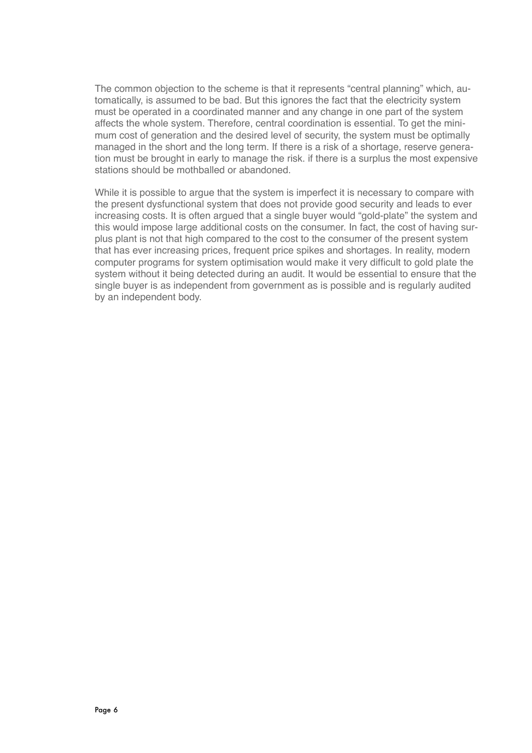The common objection to the scheme is that it represents “central planning” which, automatically, is assumed to be bad. But this ignores the fact that the electricity system must be operated in a coordinated manner and any change in one part of the system affects the whole system. Therefore, central coordination is essential. To get the minimum cost of generation and the desired level of security, the system must be optimally managed in the short and the long term. If there is a risk of a shortage, reserve generation must be brought in early to manage the risk. if there is a surplus the most expensive stations should be mothballed or abandoned.

While it is possible to argue that the system is imperfect it is necessary to compare with the present dysfunctional system that does not provide good security and leads to ever increasing costs. It is often argued that a single buyer would “gold-plate” the system and this would impose large additional costs on the consumer. In fact, the cost of having surplus plant is not that high compared to the cost to the consumer of the present system that has ever increasing prices, frequent price spikes and shortages. In reality, modern computer programs for system optimisation would make it very difficult to gold plate the system without it being detected during an audit. It would be essential to ensure that the single buyer is as independent from government as is possible and is regularly audited by an independent body.